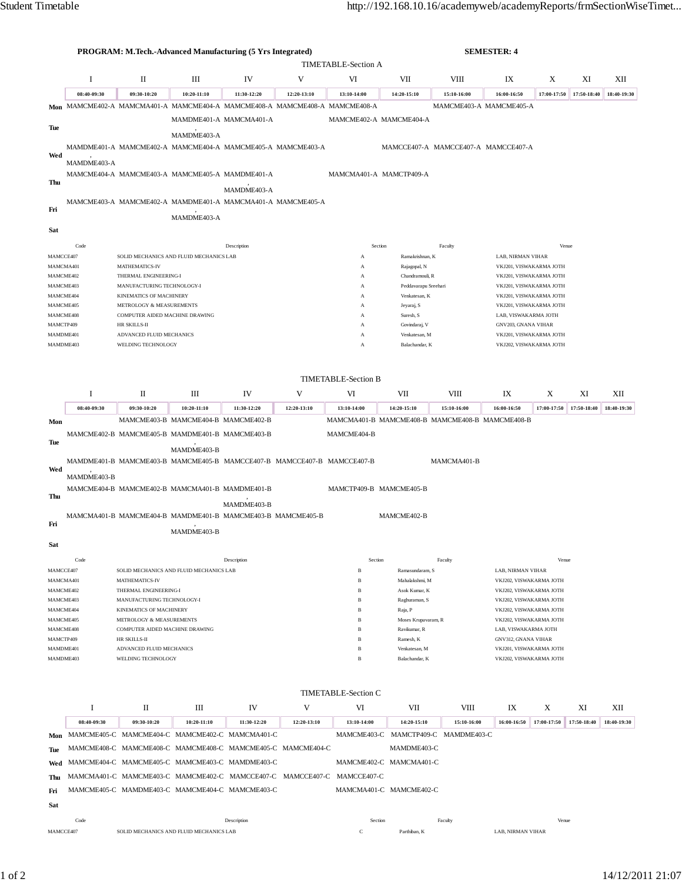**PROGRAM: M.Tech.-Advanced Manufacturing (5 Yrs Integrated)** **SEMESTER: 4**

## TIMETABLE-Section A

| | I | II | III | IV | V | VI | VII | VIII | IX | X | XI | XII |
|---|---|---|---|---|---|---|---|---|---|---|---|---|
| | 08:40-09:30 | 09:30-10:20 | 10:20-11:10 | 11:30-12:20 | 12:20-13:10 | 13:10-14:00 | 14:20-15:10 | 15:10-16:00 | 16:00-16:50 | 17:00-17:50 | 17:50-18:40 | 18:40-19:30 |
| **Mon** | MAMCME402-A | MAMCMA401-A | MAMCME404-A | MAMCME408-A | MAMCME408-A | MAMCME408-A | | MAMCME403-A | MAMCME405-A | | | |
| **Tue** | | | MAMDME401-A , MAMDME403-A | MAMCMA401-A | | MAMCME402-A | MAMCME404-A | | | | | |
| **Wed** | MAMDME401-A , MAMDME403-A | MAMCME402-A | MAMCME404-A | MAMCME405-A | MAMCME403-A | | MAMCCE407-A | MAMCCE407-A | MAMCCE407-A | | | |
| **Thu** | MAMCME404-A | MAMCME403-A | MAMCME405-A | MAMDME401-A , MAMDME403-A | | MAMCMA401-A | MAMCTP409-A | | | | | |
| **Fri** | MAMCME403-A | MAMCME402-A | MAMDME401-A , MAMDME403-A | MAMCMA401-A | MAMCME405-A | | | | | | | |
| **Sat** | | | | | | | | | | | | |

| Code | Description | Section | Faculty | Venue |
|---|---|---|---|---|
| MAMCCE407 | SOLID MECHANICS AND FLUID MECHANICS LAB | A | Ramakrishnan, K | LAB, NIRMAN VIHAR |
| MAMCMA401 | MATHEMATICS-IV | A | Rajagopal, N | VKJ201, VISWAKARMA JOTH |
| MAMCME402 | THERMAL ENGINEERING-I | A | Chandramouli, R | VKJ201, VISWAKARMA JOTH |
| MAMCME403 | MANUFACTURING TECHNOLOGY-I | A | Peddavarapu Sreehari | VKJ201, VISWAKARMA JOTH |
| MAMCME404 | KINEMATICS OF MACHINERY | A | Venkatesan, K | VKJ201, VISWAKARMA JOTH |
| MAMCME405 | METROLOGY & MEASUREMENTS | A | Jeyaraj, S | VKJ201, VISWAKARMA JOTH |
| MAMCME408 | COMPUTER AIDED MACHINE DRAWING | A | Suresh, S | LAB, VISWAKARMA JOTH |
| MAMCTP409 | HR SKILLS-II | A | Govindaraj, V | GNV203, GNANA VIHAR |
| MAMDME401 | ADVANCED FLUID MECHANICS | A | Venkatesan, M | VKJ201, VISWAKARMA JOTH |
| MAMDME403 | WELDING TECHNOLOGY | A | Balachandar, K | VKJ202, VISWAKARMA JOTH |

## TIMETABLE-Section B

| | I | II | III | IV | V | VI | VII | VIII | IX | X | XI | XII |
|---|---|---|---|---|---|---|---|---|---|---|---|---|
| | 08:40-09:30 | 09:30-10:20 | 10:20-11:10 | 11:30-12:20 | 12:20-13:10 | 13:10-14:00 | 14:20-15:10 | 15:10-16:00 | 16:00-16:50 | 17:00-17:50 | 17:50-18:40 | 18:40-19:30 |
| **Mon** | | MAMCME403-B | MAMCME404-B | MAMCME402-B | | MAMCMA401-B | MAMCME408-B | MAMCME408-B | MAMCME408-B | | | |
| **Tue** | MAMCME402-B | MAMCME405-B | MAMDME401-B , MAMDME403-B | MAMCME403-B | | MAMCME404-B | | | | | | |
| **Wed** | MAMDME401-B , MAMDME403-B | MAMCME403-B | MAMCME405-B | MAMCCE407-B | MAMCCE407-B | MAMCCE407-B | | MAMCMA401-B | | | | |
| **Thu** | MAMCME404-B | MAMCME402-B | MAMCMA401-B | MAMDME401-B , MAMDME403-B | | MAMCTP409-B | MAMCME405-B | | | | | |
| **Fri** | MAMCMA401-B | MAMCME404-B | MAMDME401-B , MAMDME403-B | MAMCME403-B | MAMCME405-B | | MAMCME402-B | | | | | |
| **Sat** | | | | | | | | | | | | |

| Code | Description | Section | Faculty | Venue |
|---|---|---|---|---|
| MAMCCE407 | SOLID MECHANICS AND FLUID MECHANICS LAB | B | Ramasundaram, S | LAB, NIRMAN VIHAR |
| MAMCMA401 | MATHEMATICS-IV | B | Mahalakshmi, M | VKJ202, VISWAKARMA JOTH |
| MAMCME402 | THERMAL ENGINEERING-I | B | Asok Kumar, K | VKJ202, VISWAKARMA JOTH |
| MAMCME403 | MANUFACTURING TECHNOLOGY-I | B | Raghuraman, S | VKJ202, VISWAKARMA JOTH |
| MAMCME404 | KINEMATICS OF MACHINERY | B | Raja, P | VKJ202, VISWAKARMA JOTH |
| MAMCME405 | METROLOGY & MEASUREMENTS | B | Moses Krupavaram, R | VKJ202, VISWAKARMA JOTH |
| MAMCME408 | COMPUTER AIDED MACHINE DRAWING | B | Ravikumar, R | LAB, VISWAKARMA JOTH |
| MAMCTP409 | HR SKILLS-II | B | Ramesh, K | GNV312, GNANA VIHAR |
| MAMDME401 | ADVANCED FLUID MECHANICS | B | Venkatesan, M | VKJ201, VISWAKARMA JOTH |
| MAMDME403 | WELDING TECHNOLOGY | B | Balachandar, K | VKJ202, VISWAKARMA JOTH |

## TIMETABLE-Section C

| | I | II | III | IV | V | VI | VII | VIII | IX | X | XI | XII |
|---|---|---|---|---|---|---|---|---|---|---|---|---|
| | 08:40-09:30 | 09:30-10:20 | 10:20-11:10 | 11:30-12:20 | 12:20-13:10 | 13:10-14:00 | 14:20-15:10 | 15:10-16:00 | 16:00-16:50 | 17:00-17:50 | 17:50-18:40 | 18:40-19:30 |
| **Mon** | MAMCME405-C | MAMCME404-C | MAMCME402-C | MAMCMA401-C | | MAMCME403-C | MAMCTP409-C | MAMDME403-C | | | | |
| **Tue** | MAMCME408-C | MAMCME408-C | MAMCME408-C | MAMCME405-C | MAMCME404-C | | MAMDME403-C | | | | | |
| **Wed** | MAMCME404-C | MAMCME405-C | MAMCME403-C | MAMDME403-C | | MAMCME402-C | MAMCMA401-C | | | | | |
| **Thu** | MAMCMA401-C | MAMCME403-C | MAMCME402-C | MAMCCE407-C | MAMCCE407-C | MAMCCE407-C | | | | | | |
| **Fri** | MAMCME405-C | MAMDME403-C | MAMCME404-C | MAMCME403-C | | MAMCMA401-C | MAMCME402-C | | | | | |
| **Sat** | | | | | | | | | | | | |

| Code | Description | Section | Faculty | Venue |
|---|---|---|---|---|
| MAMCCE407 | SOLID MECHANICS AND FLUID MECHANICS LAB | C | Parthiban, K | LAB, NIRMAN VIHAR |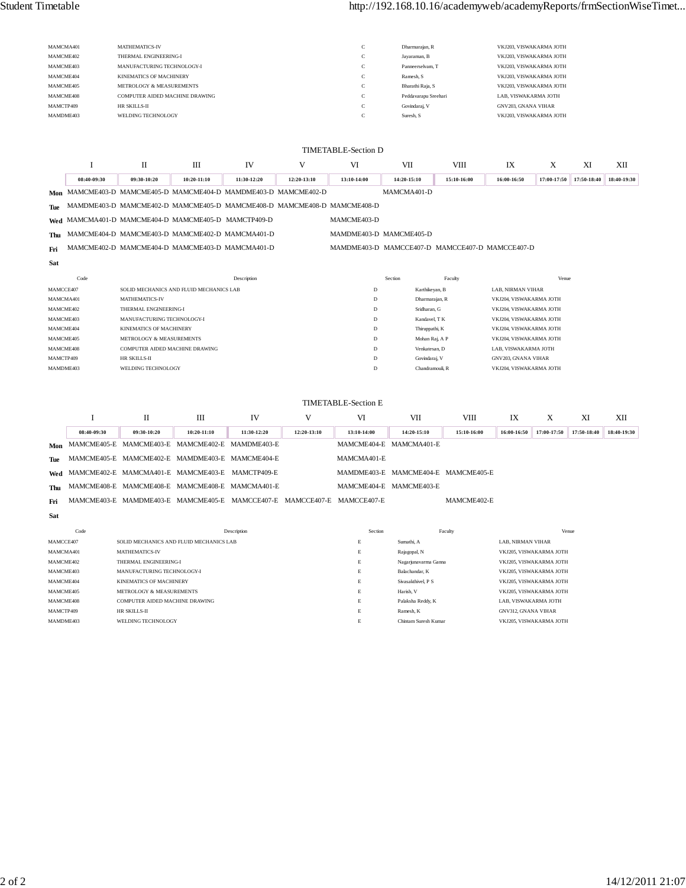| | | | | |
|---|---|---|---|---|
| MAMCMA401 | MATHEMATICS-IV | C | Dharmarajan, R | VKJ203, VISWAKARMA JOTH |
| MAMCME402 | THERMAL ENGINEERING-I | C | Jayaraman, B | VKJ203, VISWAKARMA JOTH |
| MAMCME403 | MANUFACTURING TECHNOLOGY-I | C | Panneerselvam, T | VKJ203, VISWAKARMA JOTH |
| MAMCME404 | KINEMATICS OF MACHINERY | C | Ramesh, S | VKJ203, VISWAKARMA JOTH |
| MAMCME405 | METROLOGY & MEASUREMENTS | C | Bharathi Raja, S | VKJ203, VISWAKARMA JOTH |
| MAMCME408 | COMPUTER AIDED MACHINE DRAWING | C | Peddavarapu Sreehari | LAB, VISWAKARMA JOTH |
| MAMCTP409 | HR SKILLS-II | C | Govindaraj, V | GNV203, GNANA VIHAR |
| MAMDME403 | WELDING TECHNOLOGY | C | Suresh, S | VKJ203, VISWAKARMA JOTH |

## TIMETABLE-Section D

| | I | II | III | IV | V | VI | VII | VIII | IX | X | XI | XII |
|---|---|---|---|---|---|---|---|---|---|---|---|---|
| | 08:40-09:30 | 09:30-10:20 | 10:20-11:10 | 11:30-12:20 | 12:20-13:10 | 13:10-14:00 | 14:20-15:10 | 15:10-16:00 | 16:00-16:50 | 17:00-17:50 | 17:50-18:40 | 18:40-19:30 |
| **Mon** | MAMCME403-D | MAMCME405-D | MAMCME404-D | MAMDME403-D | MAMCME402-D | | MAMCMA401-D | | | | | |
| **Tue** | MAMDME403-D | MAMCME402-D | MAMCME405-D | MAMCME408-D | MAMCME408-D | MAMCME408-D | | | | | | |
| **Wed** | MAMCMA401-D | MAMCME404-D | MAMCME405-D | MAMCTP409-D | | MAMCME403-D | | | | | | |
| **Thu** | MAMCME404-D | MAMCME403-D | MAMCME402-D | MAMCMA401-D | | MAMDME403-D | MAMCME405-D | | | | | |
| **Fri** | MAMCME402-D | MAMCME404-D | MAMCME403-D | MAMCMA401-D | | MAMDME403-D | MAMCCE407-D | MAMCCE407-D | MAMCCE407-D | | | |
| **Sat** | | | | | | | | | | | | |

| Code | Description | Section | Faculty | Venue |
|---|---|---|---|---|
| MAMCCE407 | SOLID MECHANICS AND FLUID MECHANICS LAB | D | Karthikeyan, B | LAB, NIRMAN VIHAR |
| MAMCMA401 | MATHEMATICS-IV | D | Dharmarajan, R | VKJ204, VISWAKARMA JOTH |
| MAMCME402 | THERMAL ENGINEERING-I | D | Sridharan, G | VKJ204, VISWAKARMA JOTH |
| MAMCME403 | MANUFACTURING TECHNOLOGY-I | D | Kandavel, T K | VKJ204, VISWAKARMA JOTH |
| MAMCME404 | KINEMATICS OF MACHINERY | D | Thiruppathi, K | VKJ204, VISWAKARMA JOTH |
| MAMCME405 | METROLOGY & MEASUREMENTS | D | Mohan Raj, A P | VKJ204, VISWAKARMA JOTH |
| MAMCME408 | COMPUTER AIDED MACHINE DRAWING | D | Venkatesan, D | LAB, VISWAKARMA JOTH |
| MAMCTP409 | HR SKILLS-II | D | Govindaraj, V | GNV203, GNANA VIHAR |
| MAMDME403 | WELDING TECHNOLOGY | D | Chandramouli, R | VKJ204, VISWAKARMA JOTH |

## TIMETABLE-Section E

| | I | II | III | IV | V | VI | VII | VIII | IX | X | XI | XII |
|---|---|---|---|---|---|---|---|---|---|---|---|---|
| | 08:40-09:30 | 09:30-10:20 | 10:20-11:10 | 11:30-12:20 | 12:20-13:10 | 13:10-14:00 | 14:20-15:10 | 15:10-16:00 | 16:00-16:50 | 17:00-17:50 | 17:50-18:40 | 18:40-19:30 |
| **Mon** | MAMCME405-E | MAMCME403-E | MAMCME402-E | MAMDME403-E | | MAMCME404-E | MAMCMA401-E | | | | | |
| **Tue** | MAMCME405-E | MAMCME402-E | MAMDME403-E | MAMCME404-E | | MAMCMA401-E | | | | | | |
| **Wed** | MAMCME402-E | MAMCMA401-E | MAMCME403-E | MAMCTP409-E | | MAMDME403-E | MAMCME404-E | MAMCME405-E | | | | |
| **Thu** | MAMCME408-E | MAMCME408-E | MAMCME408-E | MAMCMA401-E | | MAMCME404-E | MAMCME403-E | | | | | |
| **Fri** | MAMCME403-E | MAMDME403-E | MAMCME405-E | MAMCCE407-E | MAMCCE407-E | MAMCCE407-E | | MAMCME402-E | | | | |
| **Sat** | | | | | | | | | | | | |

| Code | Description | Section | Faculty | Venue |
|---|---|---|---|---|
| MAMCCE407 | SOLID MECHANICS AND FLUID MECHANICS LAB | E | Sumathi, A | LAB, NIRMAN VIHAR |
| MAMCMA401 | MATHEMATICS-IV | E | Rajagopal, N | VKJ205, VISWAKARMA JOTH |
| MAMCME402 | THERMAL ENGINEERING-I | E | Nagarjunavarma Ganna | VKJ205, VISWAKARMA JOTH |
| MAMCME403 | MANUFACTURING TECHNOLOGY-I | E | Balachandar, K | VKJ205, VISWAKARMA JOTH |
| MAMCME404 | KINEMATICS OF MACHINERY | E | Sivasakthivel, P S | VKJ205, VISWAKARMA JOTH |
| MAMCME405 | METROLOGY & MEASUREMENTS | E | Harish, V | VKJ205, VISWAKARMA JOTH |
| MAMCME408 | COMPUTER AIDED MACHINE DRAWING | E | Palaksha Reddy, K | LAB, VISWAKARMA JOTH |
| MAMCTP409 | HR SKILLS-II | E | Ramesh, K | GNV312, GNANA VIHAR |
| MAMDME403 | WELDING TECHNOLOGY | E | Chintam Suresh Kumar | VKJ205, VISWAKARMA JOTH |